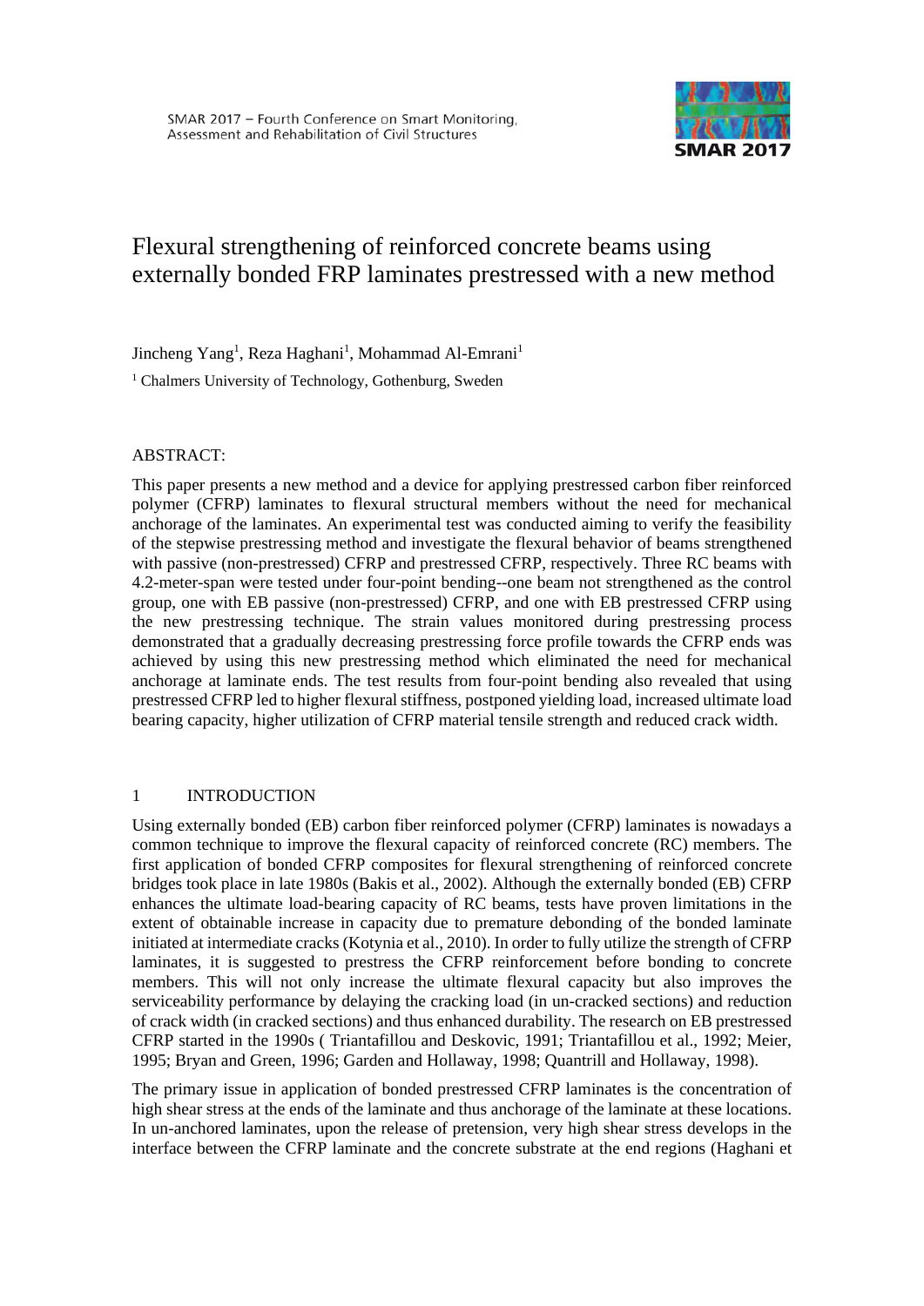# Flexural strengthening of reinforced concrete beams using externally bonded FRP laminates prestressed with a new method

Jincheng Yang[1], Reza Haghani[1], Mohammad Al-Emrani[1]

[1] Chalmers University of Technology, Gothenburg, Sweden

ABSTRACT:

This paper presents a new method and a device for applying prestressed carbon fiber reinforced polymer (CFRP) laminates to flexural structural members without the need for mechanical anchorage of the laminates. An experimental test was conducted aiming to verify the feasibility of the stepwise prestressing method and investigate the flexural behavior of beams strengthened with passive (non-prestressed) CFRP and prestressed CFRP, respectively. Three RC beams with 4.2-meter-span were tested under four-point bending--one beam not strengthened as the control group, one with EB passive (non-prestressed) CFRP, and one with EB prestressed CFRP using the new prestressing technique. The strain values monitored during prestressing process demonstrated that a gradually decreasing prestressing force profile towards the CFRP ends was achieved by using this new prestressing method which eliminated the need for mechanical anchorage at laminate ends. The test results from four-point bending also revealed that using prestressed CFRP led to higher flexural stiffness, postponed yielding load, increased ultimate load bearing capacity, higher utilization of CFRP material tensile strength and reduced crack width.

## 1 INTRODUCTION

Using externally bonded (EB) carbon fiber reinforced polymer (CFRP) laminates is nowadays a common technique to improve the flexural capacity of reinforced concrete (RC) members. The first application of bonded CFRP composites for flexural strengthening of reinforced concrete bridges took place in late 1980s (Bakis et al., 2002). Although the externally bonded (EB) CFRP enhances the ultimate load-bearing capacity of RC beams, tests have proven limitations in the extent of obtainable increase in capacity due to premature debonding of the bonded laminate initiated at intermediate cracks (Kotynia et al., 2010). In order to fully utilize the strength of CFRP laminates, it is suggested to prestress the CFRP reinforcement before bonding to concrete members. This will not only increase the ultimate flexural capacity but also improves the serviceability performance by delaying the cracking load (in un-cracked sections) and reduction of crack width (in cracked sections) and thus enhanced durability. The research on EB prestressed CFRP started in the 1990s ( Triantafillou and Deskovic, 1991; Triantafillou et al., 1992; Meier, 1995; Bryan and Green, 1996; Garden and Hollaway, 1998; Quantrill and Hollaway, 1998).

The primary issue in application of bonded prestressed CFRP laminates is the concentration of high shear stress at the ends of the laminate and thus anchorage of the laminate at these locations. In un-anchored laminates, upon the release of pretension, very high shear stress develops in the interface between the CFRP laminate and the concrete substrate at the end regions (Haghani et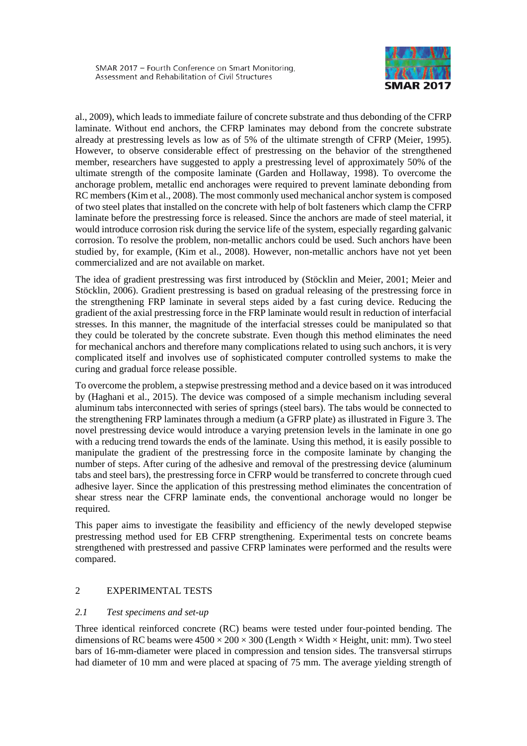al., 2009), which leads to immediate failure of concrete substrate and thus debonding of the CFRP laminate. Without end anchors, the CFRP laminates may debond from the concrete substrate already at prestressing levels as low as of 5% of the ultimate strength of CFRP (Meier, 1995). However, to observe considerable effect of prestressing on the behavior of the strengthened member, researchers have suggested to apply a prestressing level of approximately 50% of the ultimate strength of the composite laminate (Garden and Hollaway, 1998). To overcome the anchorage problem, metallic end anchorages were required to prevent laminate debonding from RC members (Kim et al., 2008). The most commonly used mechanical anchor system is composed of two steel plates that installed on the concrete with help of bolt fasteners which clamp the CFRP laminate before the prestressing force is released. Since the anchors are made of steel material, it would introduce corrosion risk during the service life of the system, especially regarding galvanic corrosion. To resolve the problem, non-metallic anchors could be used. Such anchors have been studied by, for example, (Kim et al., 2008). However, non-metallic anchors have not yet been commercialized and are not available on market.

The idea of gradient prestressing was first introduced by (Stöcklin and Meier, 2001; Meier and Stöcklin, 2006). Gradient prestressing is based on gradual releasing of the prestressing force in the strengthening FRP laminate in several steps aided by a fast curing device. Reducing the gradient of the axial prestressing force in the FRP laminate would result in reduction of interfacial stresses. In this manner, the magnitude of the interfacial stresses could be manipulated so that they could be tolerated by the concrete substrate. Even though this method eliminates the need for mechanical anchors and therefore many complications related to using such anchors, it is very complicated itself and involves use of sophisticated computer controlled systems to make the curing and gradual force release possible.

To overcome the problem, a stepwise prestressing method and a device based on it was introduced by (Haghani et al., 2015). The device was composed of a simple mechanism including several aluminum tabs interconnected with series of springs (steel bars). The tabs would be connected to the strengthening FRP laminates through a medium (a GFRP plate) as illustrated in Figure 3. The novel prestressing device would introduce a varying pretension levels in the laminate in one go with a reducing trend towards the ends of the laminate. Using this method, it is easily possible to manipulate the gradient of the prestressing force in the composite laminate by changing the number of steps. After curing of the adhesive and removal of the prestressing device (aluminum tabs and steel bars), the prestressing force in CFRP would be transferred to concrete through cued adhesive layer. Since the application of this prestressing method eliminates the concentration of shear stress near the CFRP laminate ends, the conventional anchorage would no longer be required.

This paper aims to investigate the feasibility and efficiency of the newly developed stepwise prestressing method used for EB CFRP strengthening. Experimental tests on concrete beams strengthened with prestressed and passive CFRP laminates were performed and the results were compared.

## 2 EXPERIMENTAL TESTS

### *2.1 Test specimens and set-up*

Three identical reinforced concrete (RC) beams were tested under four-pointed bending. The dimensions of RC beams were 4500 × 200 × 300 (Length × Width × Height, unit: mm). Two steel bars of 16-mm-diameter were placed in compression and tension sides. The transversal stirrups had diameter of 10 mm and were placed at spacing of 75 mm. The average yielding strength of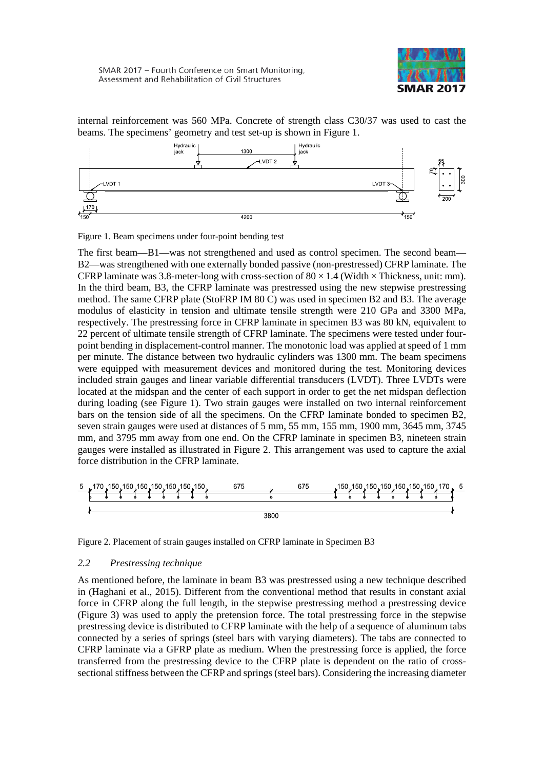internal reinforcement was 560 MPa. Concrete of strength class C30/37 was used to cast the beams. The specimens' geometry and test set-up is shown in Figure 1.

Figure 1. Beam specimens under four-point bending test

The first beam—B1—was not strengthened and used as control specimen. The second beam—B2—was strengthened with one externally bonded passive (non-prestressed) CFRP laminate. The CFRP laminate was 3.8-meter-long with cross-section of 80 × 1.4 (Width × Thickness, unit: mm). In the third beam, B3, the CFRP laminate was prestressed using the new stepwise prestressing method. The same CFRP plate (StoFRP IM 80 C) was used in specimen B2 and B3. The average modulus of elasticity in tension and ultimate tensile strength were 210 GPa and 3300 MPa, respectively. The prestressing force in CFRP laminate in specimen B3 was 80 kN, equivalent to 22 percent of ultimate tensile strength of CFRP laminate. The specimens were tested under four-point bending in displacement-control manner. The monotonic load was applied at speed of 1 mm per minute. The distance between two hydraulic cylinders was 1300 mm. The beam specimens were equipped with measurement devices and monitored during the test. Monitoring devices included strain gauges and linear variable differential transducers (LVDT). Three LVDTs were located at the midspan and the center of each support in order to get the net midspan deflection during loading (see Figure 1). Two strain gauges were installed on two internal reinforcement bars on the tension side of all the specimens. On the CFRP laminate bonded to specimen B2, seven strain gauges were used at distances of 5 mm, 55 mm, 155 mm, 1900 mm, 3645 mm, 3745 mm, and 3795 mm away from one end. On the CFRP laminate in specimen B3, nineteen strain gauges were installed as illustrated in Figure 2. This arrangement was used to capture the axial force distribution in the CFRP laminate.

Figure 2. Placement of strain gauges installed on CFRP laminate in Specimen B3

### *2.2 Prestressing technique*

As mentioned before, the laminate in beam B3 was prestressed using a new technique described in (Haghani et al., 2015). Different from the conventional method that results in constant axial force in CFRP along the full length, in the stepwise prestressing method a prestressing device (Figure 3) was used to apply the pretension force. The total prestressing force in the stepwise prestressing device is distributed to CFRP laminate with the help of a sequence of aluminum tabs connected by a series of springs (steel bars with varying diameters). The tabs are connected to CFRP laminate via a GFRP plate as medium. When the prestressing force is applied, the force transferred from the prestressing device to the CFRP plate is dependent on the ratio of cross-sectional stiffness between the CFRP and springs (steel bars). Considering the increasing diameter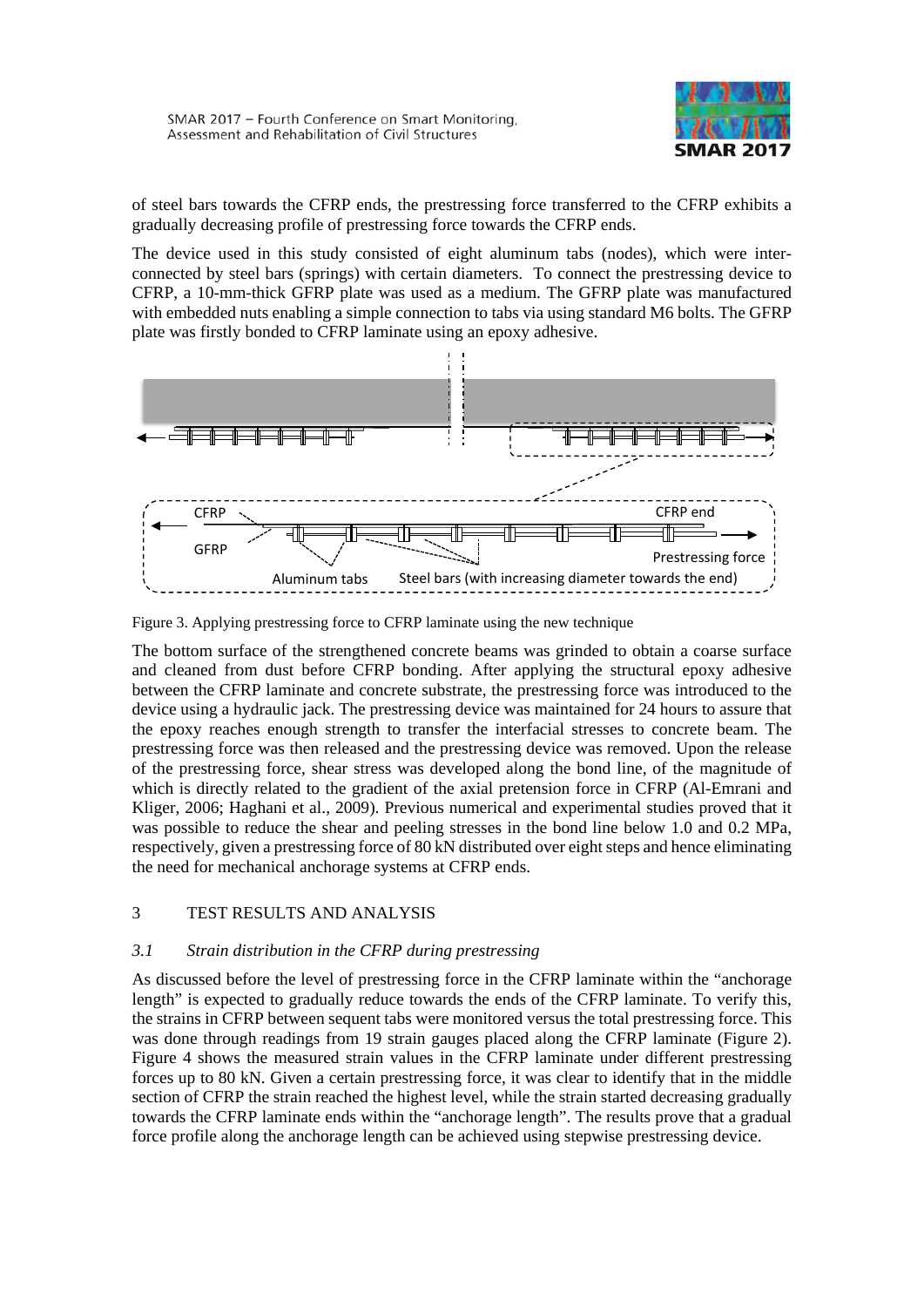of steel bars towards the CFRP ends, the prestressing force transferred to the CFRP exhibits a gradually decreasing profile of prestressing force towards the CFRP ends.

The device used in this study consisted of eight aluminum tabs (nodes), which were inter-connected by steel bars (springs) with certain diameters. To connect the prestressing device to CFRP, a 10-mm-thick GFRP plate was used as a medium. The GFRP plate was manufactured with embedded nuts enabling a simple connection to tabs via using standard M6 bolts. The GFRP plate was firstly bonded to CFRP laminate using an epoxy adhesive.

Figure 3. Applying prestressing force to CFRP laminate using the new technique

The bottom surface of the strengthened concrete beams was grinded to obtain a coarse surface and cleaned from dust before CFRP bonding. After applying the structural epoxy adhesive between the CFRP laminate and concrete substrate, the prestressing force was introduced to the device using a hydraulic jack. The prestressing device was maintained for 24 hours to assure that the epoxy reaches enough strength to transfer the interfacial stresses to concrete beam. The prestressing force was then released and the prestressing device was removed. Upon the release of the prestressing force, shear stress was developed along the bond line, of the magnitude of which is directly related to the gradient of the axial pretension force in CFRP (Al-Emrani and Kliger, 2006; Haghani et al., 2009). Previous numerical and experimental studies proved that it was possible to reduce the shear and peeling stresses in the bond line below 1.0 and 0.2 MPa, respectively, given a prestressing force of 80 kN distributed over eight steps and hence eliminating the need for mechanical anchorage systems at CFRP ends.

## 3 TEST RESULTS AND ANALYSIS

### *3.1 Strain distribution in the CFRP during prestressing*

As discussed before the level of prestressing force in the CFRP laminate within the "anchorage length" is expected to gradually reduce towards the ends of the CFRP laminate. To verify this, the strains in CFRP between sequent tabs were monitored versus the total prestressing force. This was done through readings from 19 strain gauges placed along the CFRP laminate (Figure 2). Figure 4 shows the measured strain values in the CFRP laminate under different prestressing forces up to 80 kN. Given a certain prestressing force, it was clear to identify that in the middle section of CFRP the strain reached the highest level, while the strain started decreasing gradually towards the CFRP laminate ends within the "anchorage length". The results prove that a gradual force profile along the anchorage length can be achieved using stepwise prestressing device.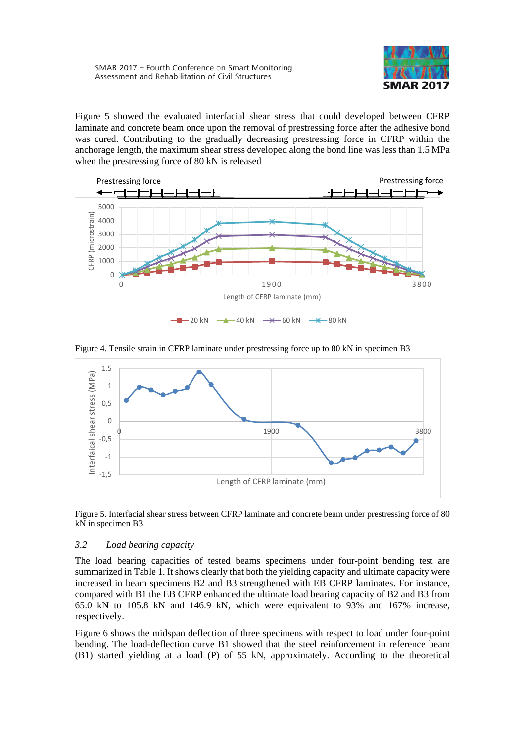Figure 5 showed the evaluated interfacial shear stress that could developed between CFRP laminate and concrete beam once upon the removal of prestressing force after the adhesive bond was cured. Contributing to the gradually decreasing prestressing force in CFRP within the anchorage length, the maximum shear stress developed along the bond line was less than 1.5 MPa when the prestressing force of 80 kN is released

Figure 4. Tensile strain in CFRP laminate under prestressing force up to 80 kN in specimen B3

Figure 5. Interfacial shear stress between CFRP laminate and concrete beam under prestressing force of 80 kN in specimen B3

### *3.2 Load bearing capacity*

The load bearing capacities of tested beams specimens under four-point bending test are summarized in Table 1. It shows clearly that both the yielding capacity and ultimate capacity were increased in beam specimens B2 and B3 strengthened with EB CFRP laminates. For instance, compared with B1 the EB CFRP enhanced the ultimate load bearing capacity of B2 and B3 from 65.0 kN to 105.8 kN and 146.9 kN, which were equivalent to 93% and 167% increase, respectively.

Figure 6 shows the midspan deflection of three specimens with respect to load under four-point bending. The load-deflection curve B1 showed that the steel reinforcement in reference beam (B1) started yielding at a load (P) of 55 kN, approximately. According to the theoretical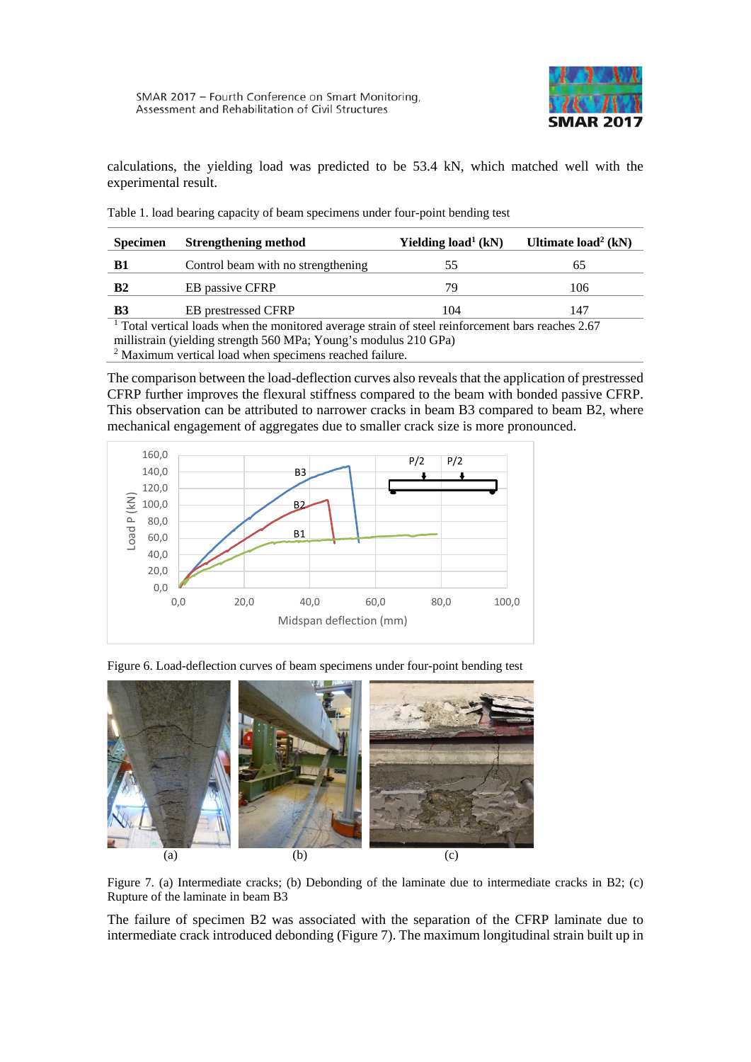calculations, the yielding load was predicted to be 53.4 kN, which matched well with the experimental result.

Table 1. load bearing capacity of beam specimens under four-point bending test

| Specimen | Strengthening method | Yielding load[1] (kN) | Ultimate load[2] (kN) |
|---|---|---|---|
| **B1** | Control beam with no strengthening | 55 | 65 |
| **B2** | EB passive CFRP | 79 | 106 |
| **B3** | EB prestressed CFRP | 104 | 147 |

[1] Total vertical loads when the monitored average strain of steel reinforcement bars reaches 2.67 millistrain (yielding strength 560 MPa; Young's modulus 210 GPa)
[2] Maximum vertical load when specimens reached failure.

The comparison between the load-deflection curves also reveals that the application of prestressed CFRP further improves the flexural stiffness compared to the beam with bonded passive CFRP. This observation can be attributed to narrower cracks in beam B3 compared to beam B2, where mechanical engagement of aggregates due to smaller crack size is more pronounced.

Figure 6. Load-deflection curves of beam specimens under four-point bending test

Figure 7. (a) Intermediate cracks; (b) Debonding of the laminate due to intermediate cracks in B2; (c) Rupture of the laminate in beam B3

The failure of specimen B2 was associated with the separation of the CFRP laminate due to intermediate crack introduced debonding (Figure 7). The maximum longitudinal strain built up in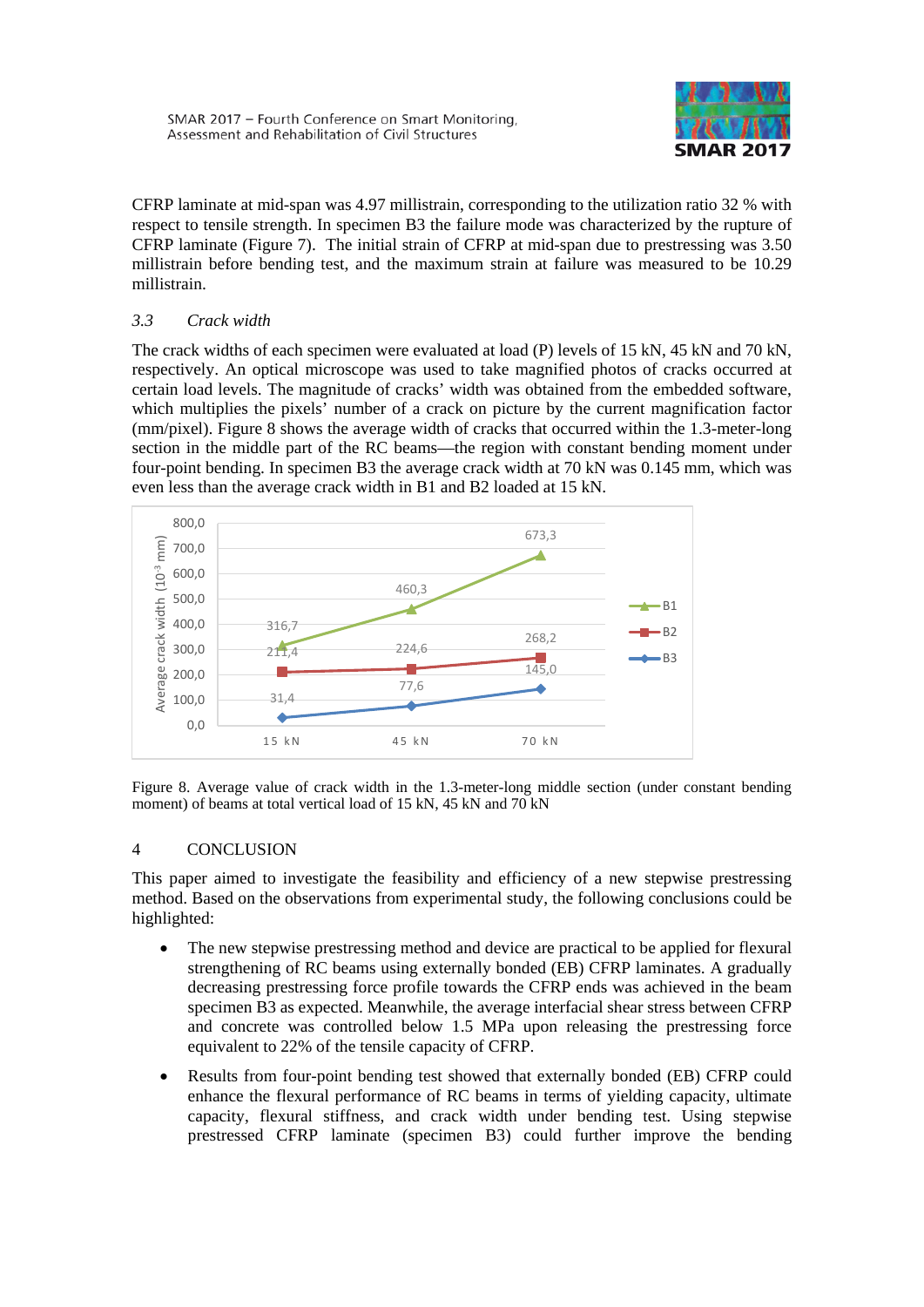CFRP laminate at mid-span was 4.97 millistrain, corresponding to the utilization ratio 32 % with respect to tensile strength. In specimen B3 the failure mode was characterized by the rupture of CFRP laminate (Figure 7). The initial strain of CFRP at mid-span due to prestressing was 3.50 millistrain before bending test, and the maximum strain at failure was measured to be 10.29 millistrain.

### *3.3 Crack width*

The crack widths of each specimen were evaluated at load (P) levels of 15 kN, 45 kN and 70 kN, respectively. An optical microscope was used to take magnified photos of cracks occurred at certain load levels. The magnitude of cracks' width was obtained from the embedded software, which multiplies the pixels' number of a crack on picture by the current magnification factor (mm/pixel). Figure 8 shows the average width of cracks that occurred within the 1.3-meter-long section in the middle part of the RC beams—the region with constant bending moment under four-point bending. In specimen B3 the average crack width at 70 kN was 0.145 mm, which was even less than the average crack width in B1 and B2 loaded at 15 kN.

| Load | B1 | B2 | B3 |
|---|---|---|---|
| 15 kN | 316,7 | 211,4 | 31,4 |
| 45 kN | 460,3 | 224,6 | 77,6 |
| 70 kN | 673,3 | 268,2 | 145,0 |

Average crack width ($10^{-3}$ mm)

Figure 8. Average value of crack width in the 1.3-meter-long middle section (under constant bending moment) of beams at total vertical load of 15 kN, 45 kN and 70 kN

## 4 CONCLUSION

This paper aimed to investigate the feasibility and efficiency of a new stepwise prestressing method. Based on the observations from experimental study, the following conclusions could be highlighted:

- The new stepwise prestressing method and device are practical to be applied for flexural strengthening of RC beams using externally bonded (EB) CFRP laminates. A gradually decreasing prestressing force profile towards the CFRP ends was achieved in the beam specimen B3 as expected. Meanwhile, the average interfacial shear stress between CFRP and concrete was controlled below 1.5 MPa upon releasing the prestressing force equivalent to 22% of the tensile capacity of CFRP.
- Results from four-point bending test showed that externally bonded (EB) CFRP could enhance the flexural performance of RC beams in terms of yielding capacity, ultimate capacity, flexural stiffness, and crack width under bending test. Using stepwise prestressed CFRP laminate (specimen B3) could further improve the bending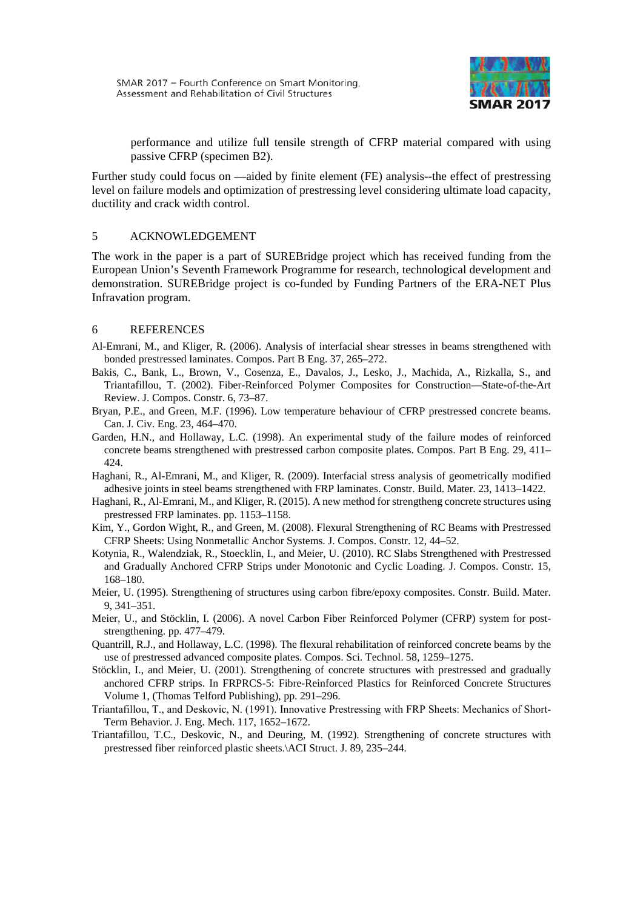performance and utilize full tensile strength of CFRP material compared with using passive CFRP (specimen B2).

Further study could focus on —aided by finite element (FE) analysis--the effect of prestressing level on failure models and optimization of prestressing level considering ultimate load capacity, ductility and crack width control.

## 5 ACKNOWLEDGEMENT

The work in the paper is a part of SUREBridge project which has received funding from the European Union's Seventh Framework Programme for research, technological development and demonstration. SUREBridge project is co-funded by Funding Partners of the ERA-NET Plus Infravation program.

## 6 REFERENCES

Al-Emrani, M., and Kliger, R. (2006). Analysis of interfacial shear stresses in beams strengthened with bonded prestressed laminates. Compos. Part B Eng. 37, 265–272.

Bakis, C., Bank, L., Brown, V., Cosenza, E., Davalos, J., Lesko, J., Machida, A., Rizkalla, S., and Triantafillou, T. (2002). Fiber-Reinforced Polymer Composites for Construction—State-of-the-Art Review. J. Compos. Constr. 6, 73–87.

Bryan, P.E., and Green, M.F. (1996). Low temperature behaviour of CFRP prestressed concrete beams. Can. J. Civ. Eng. 23, 464–470.

Garden, H.N., and Hollaway, L.C. (1998). An experimental study of the failure modes of reinforced concrete beams strengthened with prestressed carbon composite plates. Compos. Part B Eng. 29, 411–424.

Haghani, R., Al-Emrani, M., and Kliger, R. (2009). Interfacial stress analysis of geometrically modified adhesive joints in steel beams strengthened with FRP laminates. Constr. Build. Mater. 23, 1413–1422.

Haghani, R., Al-Emrani, M., and Kliger, R. (2015). A new method for strengtheng concrete structures using prestressed FRP laminates. pp. 1153–1158.

Kim, Y., Gordon Wight, R., and Green, M. (2008). Flexural Strengthening of RC Beams with Prestressed CFRP Sheets: Using Nonmetallic Anchor Systems. J. Compos. Constr. 12, 44–52.

Kotynia, R., Walendziak, R., Stoecklin, I., and Meier, U. (2010). RC Slabs Strengthened with Prestressed and Gradually Anchored CFRP Strips under Monotonic and Cyclic Loading. J. Compos. Constr. 15, 168–180.

Meier, U. (1995). Strengthening of structures using carbon fibre/epoxy composites. Constr. Build. Mater. 9, 341–351.

Meier, U., and Stöcklin, I. (2006). A novel Carbon Fiber Reinforced Polymer (CFRP) system for post-strengthening. pp. 477–479.

Quantrill, R.J., and Hollaway, L.C. (1998). The flexural rehabilitation of reinforced concrete beams by the use of prestressed advanced composite plates. Compos. Sci. Technol. 58, 1259–1275.

Stöcklin, I., and Meier, U. (2001). Strengthening of concrete structures with prestressed and gradually anchored CFRP strips. In FRPRCS-5: Fibre-Reinforced Plastics for Reinforced Concrete Structures Volume 1, (Thomas Telford Publishing), pp. 291–296.

Triantafillou, T., and Deskovic, N. (1991). Innovative Prestressing with FRP Sheets: Mechanics of Short-Term Behavior. J. Eng. Mech. 117, 1652–1672.

Triantafillou, T.C., Deskovic, N., and Deuring, M. (1992). Strengthening of concrete structures with prestressed fiber reinforced plastic sheets.\ACI Struct. J. 89, 235–244.